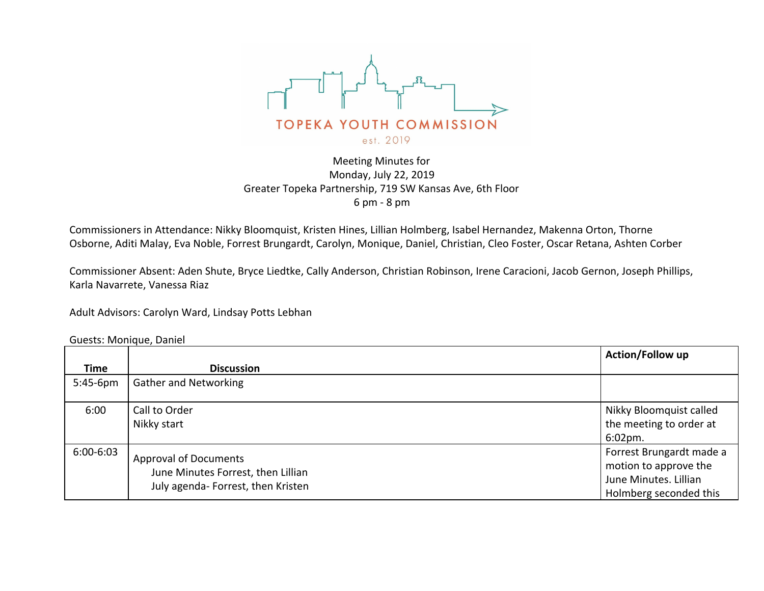TOPEKA YOUTH COMMISSION

est. 2019

Meeting Minutes for
Monday, July 22, 2019
Greater Topeka Partnership, 719 SW Kansas Ave, 6th Floor
6 pm - 8 pm

Commissioners in Attendance: Nikky Bloomquist, Kristen Hines, Lillian Holmberg, Isabel Hernandez, Makenna Orton, Thorne Osborne, Aditi Malay, Eva Noble, Forrest Brungardt, Carolyn, Monique, Daniel, Christian, Cleo Foster, Oscar Retana, Ashten Corber

Commissioner Absent: Aden Shute, Bryce Liedtke, Cally Anderson, Christian Robinson, Irene Caracioni, Jacob Gernon, Joseph Phillips, Karla Navarrete, Vanessa Riaz

Adult Advisors: Carolyn Ward, Lindsay Potts Lebhan

Guests: Monique, Daniel

| Time | Discussion | Action/Follow up |
|---|---|---|
| 5:45-6pm | Gather and Networking | |
| 6:00 | Call to Order<br>Nikky start | Nikky Bloomquist called the meeting to order at 6:02pm. |
| 6:00-6:03 | Approval of Documents<br>June Minutes Forrest, then Lillian<br>July agenda- Forrest, then Kristen | Forrest Brungardt made a motion to approve the June Minutes. Lillian Holmberg seconded this |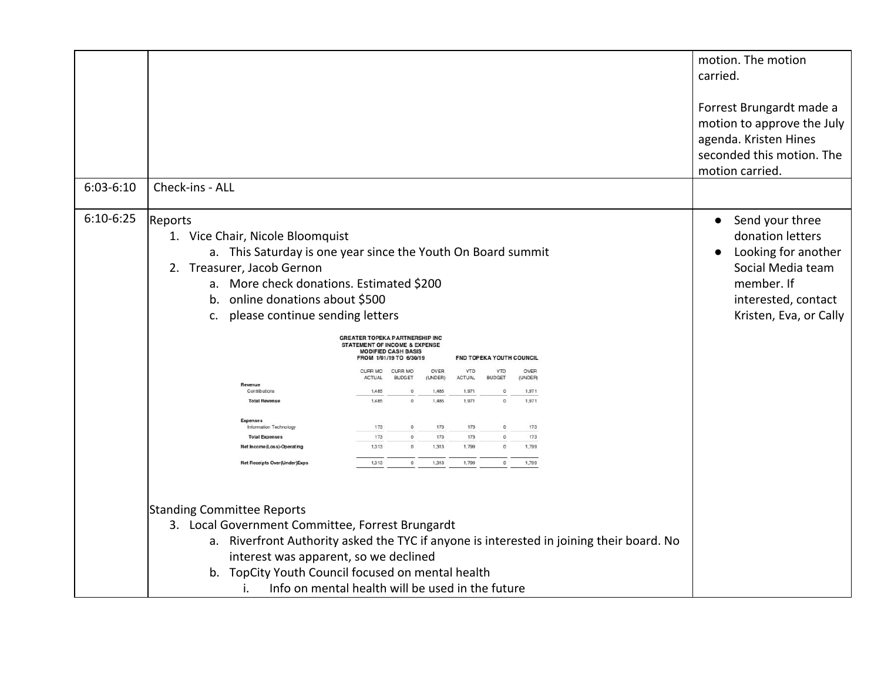| | | |
|---|---|---|
| | | motion. The motion carried.<br><br>Forrest Brungardt made a motion to approve the July agenda. Kristen Hines seconded this motion. The motion carried. |
| 6:03-6:10 | Check-ins - ALL | |
| 6:10-6:25 | Reports<br>1. Vice Chair, Nicole Bloomquist<br>&nbsp;&nbsp;&nbsp;&nbsp;a. This Saturday is one year since the Youth On Board summit<br>2. Treasurer, Jacob Gernon<br>&nbsp;&nbsp;&nbsp;&nbsp;a. More check donations. Estimated $200<br>&nbsp;&nbsp;&nbsp;&nbsp;b. online donations about $500<br>&nbsp;&nbsp;&nbsp;&nbsp;c. please continue sending letters<br><br>GREATER TOPEKA PARTNERSHIP INC<br>STATEMENT OF INCOME & EXPENSE<br>MODIFIED CASH BASIS<br>FROM 1/01/19 TO 6/30/19 &nbsp;&nbsp;&nbsp; FND TOPEKA YOUTH COUNCIL<br><br>(see table below)<br><br>Standing Committee Reports<br>3. Local Government Committee, Forrest Brungardt<br>&nbsp;&nbsp;&nbsp;&nbsp;a. Riverfront Authority asked the TYC if anyone is interested in joining their board. No interest was apparent, so we declined<br>&nbsp;&nbsp;&nbsp;&nbsp;b. TopCity Youth Council focused on mental health<br>&nbsp;&nbsp;&nbsp;&nbsp;&nbsp;&nbsp;&nbsp;&nbsp;i. Info on mental health will be used in the future | • Send your three donation letters<br>• Looking for another Social Media team member. If interested, contact Kristen, Eva, or Cally |

| | CURR MO ACTUAL | CURR MO BUDGET | OVER (UNDER) | YTD ACTUAL | YTD BUDGET | OVER (UNDER) |
|---|---|---|---|---|---|---|
| **Revenue** | | | | | | |
| Contributions | 1,485 | 0 | 1,485 | 1,971 | 0 | 1,971 |
| **Total Revenue** | 1,485 | 0 | 1,485 | 1,971 | 0 | 1,971 |
| **Expenses** | | | | | | |
| Information Technology | 173 | 0 | 173 | 173 | 0 | 173 |
| **Total Expenses** | 173 | 0 | 173 | 173 | 0 | 173 |
| **Net Income(Loss)-Operating** | 1,313 | 0 | 1,313 | 1,799 | 0 | 1,799 |
| **Net Receipts Over(Under)Exps** | 1,313 | 0 | 1,313 | 1,799 | 0 | 1,799 |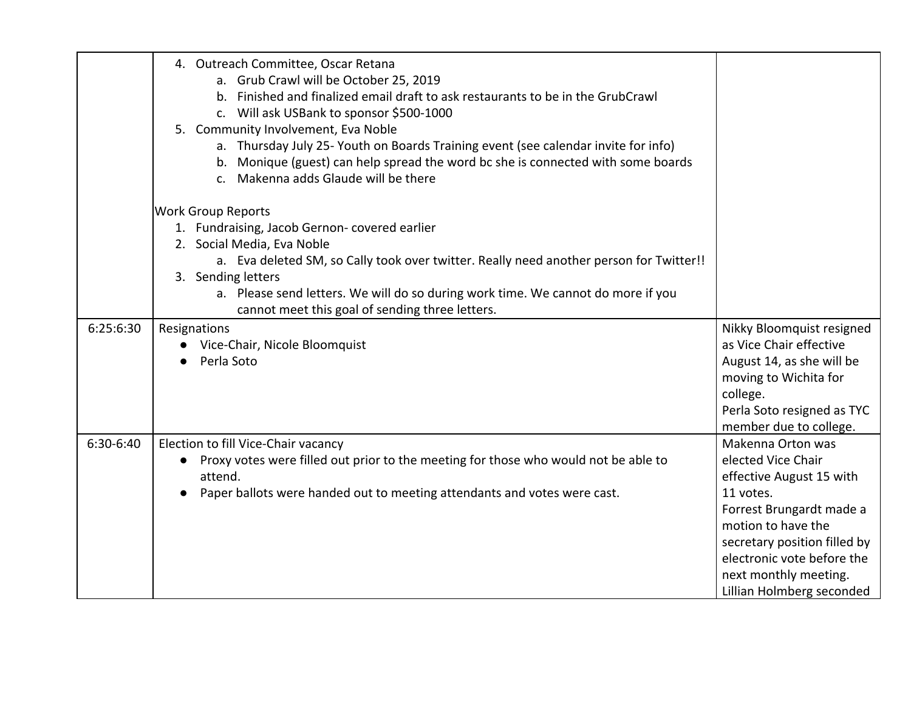| | | |
|---|---|---|
| | 4. Outreach Committee, Oscar Retana<br>a. Grub Crawl will be October 25, 2019<br>b. Finished and finalized email draft to ask restaurants to be in the GrubCrawl<br>c. Will ask USBank to sponsor $500-1000<br>5. Community Involvement, Eva Noble<br>a. Thursday July 25- Youth on Boards Training event (see calendar invite for info)<br>b. Monique (guest) can help spread the word bc she is connected with some boards<br>c. Makenna adds Glaude will be there<br><br>Work Group Reports<br>1. Fundraising, Jacob Gernon- covered earlier<br>2. Social Media, Eva Noble<br>a. Eva deleted SM, so Cally took over twitter. Really need another person for Twitter!!<br>3. Sending letters<br>a. Please send letters. We will do so during work time. We cannot do more if you cannot meet this goal of sending three letters. | |
| 6:25:6:30 | Resignations<br>● Vice-Chair, Nicole Bloomquist<br>● Perla Soto | Nikky Bloomquist resigned as Vice Chair effective August 14, as she will be moving to Wichita for college.<br>Perla Soto resigned as TYC member due to college. |
| 6:30-6:40 | Election to fill Vice-Chair vacancy<br>● Proxy votes were filled out prior to the meeting for those who would not be able to attend.<br>● Paper ballots were handed out to meeting attendants and votes were cast. | Makenna Orton was elected Vice Chair effective August 15 with 11 votes.<br>Forrest Brungardt made a motion to have the secretary position filled by electronic vote before the next monthly meeting.<br>Lillian Holmberg seconded |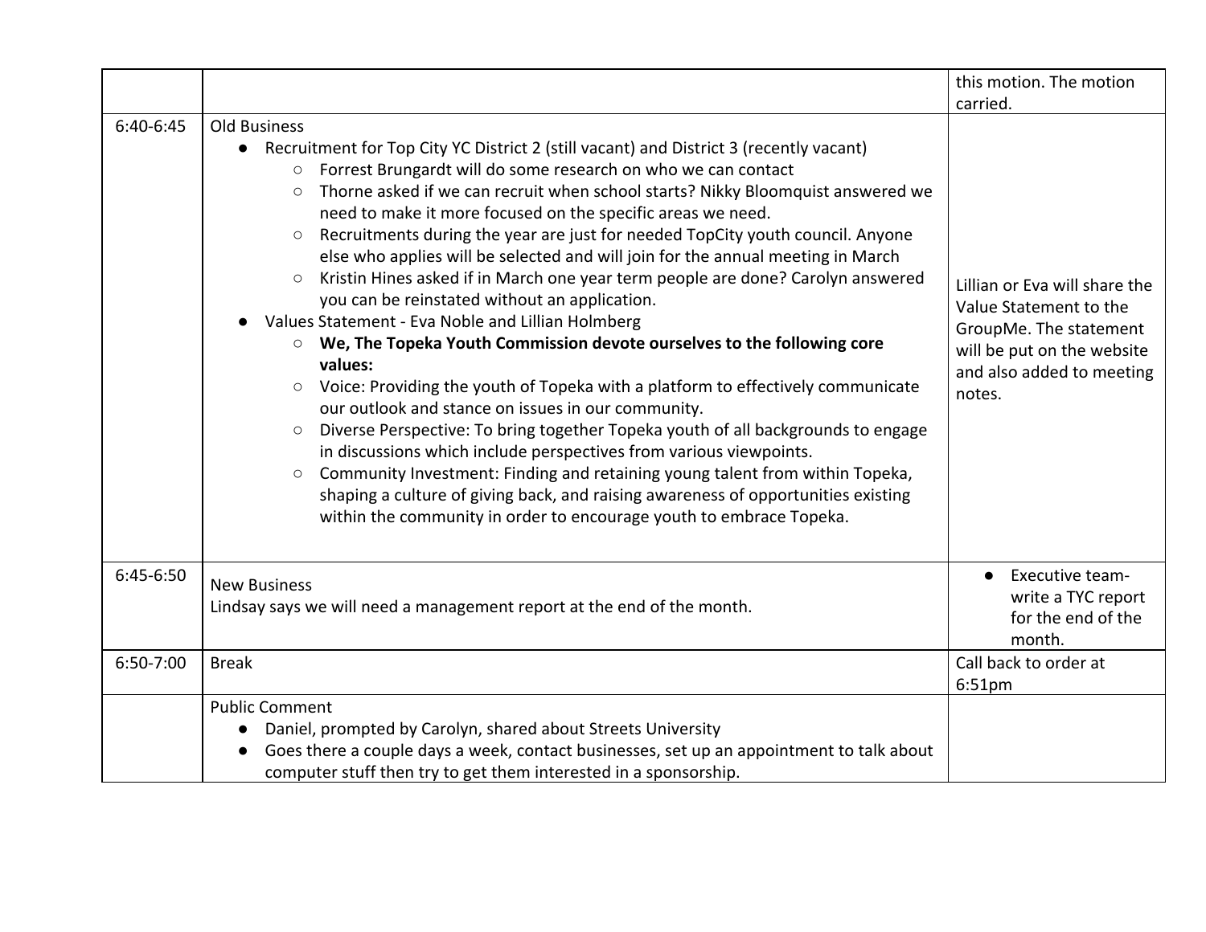| | | |
|---|---|---|
| | | this motion. The motion carried. |
| 6:40-6:45 | Old Business<br>● Recruitment for Top City YC District 2 (still vacant) and District 3 (recently vacant)<br>○ Forrest Brungardt will do some research on who we can contact<br>○ Thorne asked if we can recruit when school starts? Nikky Bloomquist answered we need to make it more focused on the specific areas we need.<br>○ Recruitments during the year are just for needed TopCity youth council. Anyone else who applies will be selected and will join for the annual meeting in March<br>○ Kristin Hines asked if in March one year term people are done? Carolyn answered you can be reinstated without an application.<br>● Values Statement - Eva Noble and Lillian Holmberg<br>○ **We, The Topeka Youth Commission devote ourselves to the following core values:**<br>○ Voice: Providing the youth of Topeka with a platform to effectively communicate our outlook and stance on issues in our community.<br>○ Diverse Perspective: To bring together Topeka youth of all backgrounds to engage in discussions which include perspectives from various viewpoints.<br>○ Community Investment: Finding and retaining young talent from within Topeka, shaping a culture of giving back, and raising awareness of opportunities existing within the community in order to encourage youth to embrace Topeka. | Lillian or Eva will share the Value Statement to the GroupMe. The statement will be put on the website and also added to meeting notes. |
| 6:45-6:50 | New Business<br>Lindsay says we will need a management report at the end of the month. | ● Executive team- write a TYC report for the end of the month. |
| 6:50-7:00 | Break | Call back to order at 6:51pm |
| | Public Comment<br>● Daniel, prompted by Carolyn, shared about Streets University<br>● Goes there a couple days a week, contact businesses, set up an appointment to talk about computer stuff then try to get them interested in a sponsorship. | |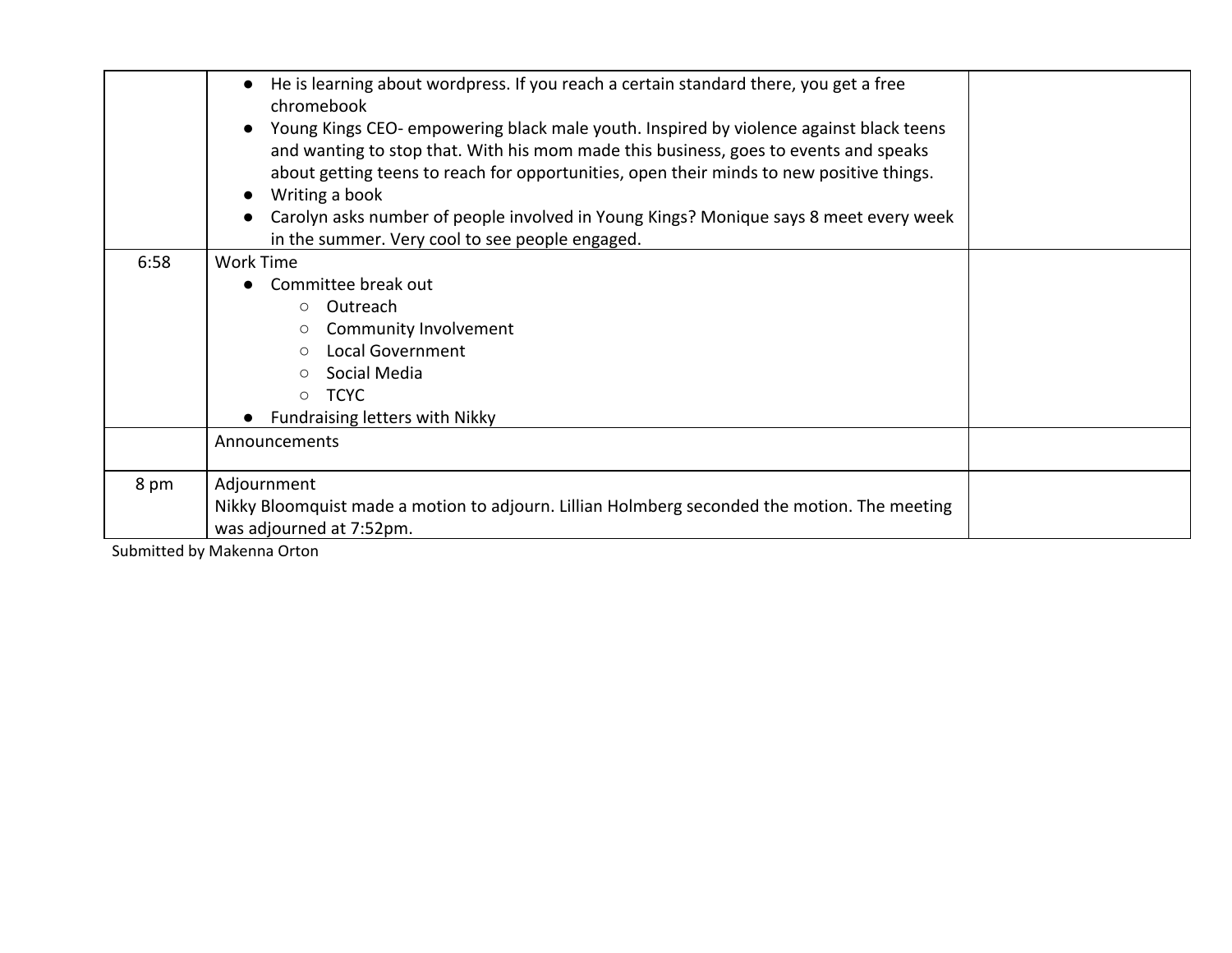| | | |
|---|---|---|
| | • He is learning about wordpress. If you reach a certain standard there, you get a free chromebook<br>• Young Kings CEO- empowering black male youth. Inspired by violence against black teens and wanting to stop that. With his mom made this business, goes to events and speaks about getting teens to reach for opportunities, open their minds to new positive things.<br>• Writing a book<br>• Carolyn asks number of people involved in Young Kings? Monique says 8 meet every week in the summer. Very cool to see people engaged. | |
| 6:58 | Work Time<br>• Committee break out<br>&nbsp;&nbsp;&nbsp;&nbsp;○ Outreach<br>&nbsp;&nbsp;&nbsp;&nbsp;○ Community Involvement<br>&nbsp;&nbsp;&nbsp;&nbsp;○ Local Government<br>&nbsp;&nbsp;&nbsp;&nbsp;○ Social Media<br>&nbsp;&nbsp;&nbsp;&nbsp;○ TCYC<br>• Fundraising letters with Nikky | |
| | Announcements | |
| 8 pm | Adjournment<br>Nikky Bloomquist made a motion to adjourn. Lillian Holmberg seconded the motion. The meeting was adjourned at 7:52pm. | |

Submitted by Makenna Orton